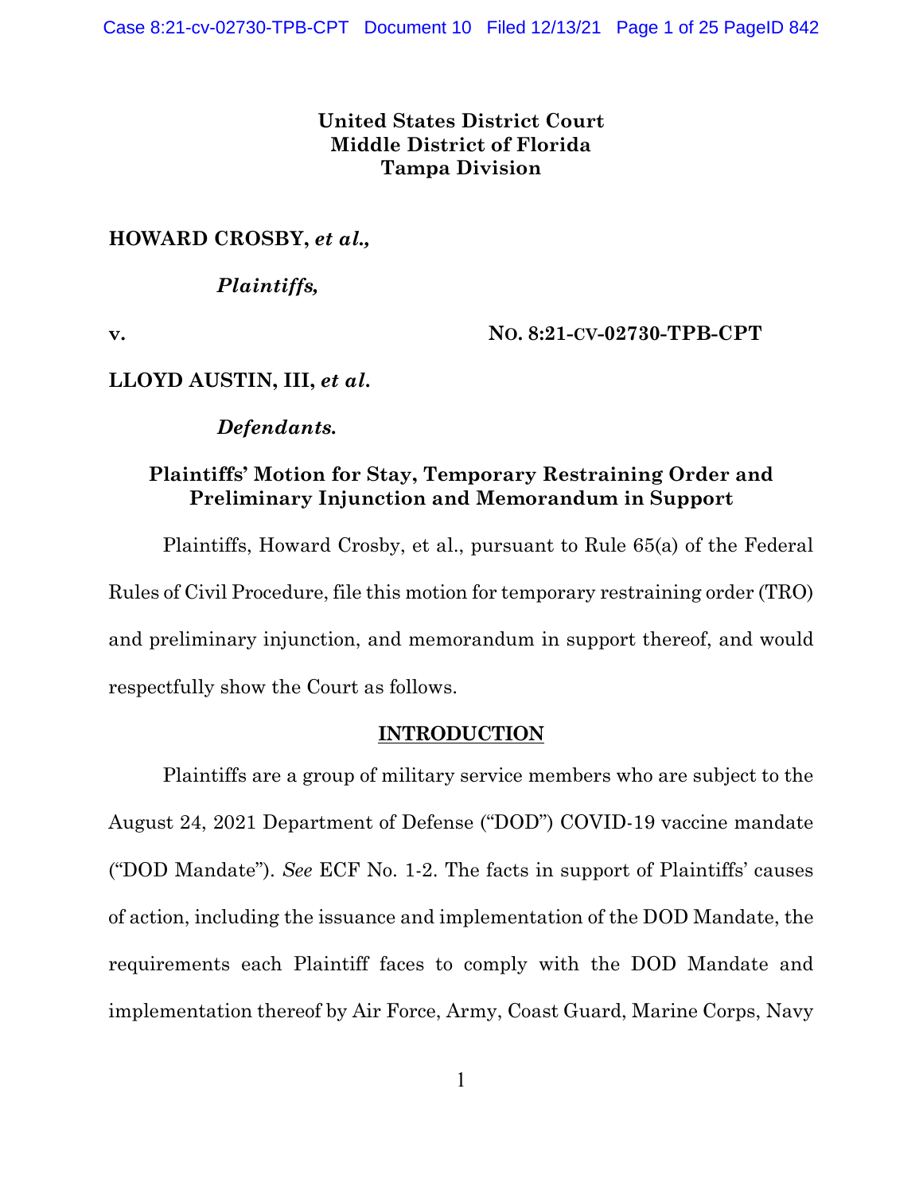**United States District Court**
**Middle District of Florida**
**Tampa Division**

**HOWARD CROSBY,** ***et al.,***

***Plaintiffs,***

**v.** **NO. 8:21-CV-02730-TPB-CPT**

**LLOYD AUSTIN, III,** ***et al.***

***Defendants.***

## Plaintiffs' Motion for Stay, Temporary Restraining Order and Preliminary Injunction and Memorandum in Support

Plaintiffs, Howard Crosby, et al., pursuant to Rule 65(a) of the Federal Rules of Civil Procedure, file this motion for temporary restraining order (TRO) and preliminary injunction, and memorandum in support thereof, and would respectfully show the Court as follows.

## INTRODUCTION

Plaintiffs are a group of military service members who are subject to the August 24, 2021 Department of Defense ("DOD") COVID-19 vaccine mandate ("DOD Mandate"). *See* ECF No. 1-2. The facts in support of Plaintiffs' causes of action, including the issuance and implementation of the DOD Mandate, the requirements each Plaintiff faces to comply with the DOD Mandate and implementation thereof by Air Force, Army, Coast Guard, Marine Corps, Navy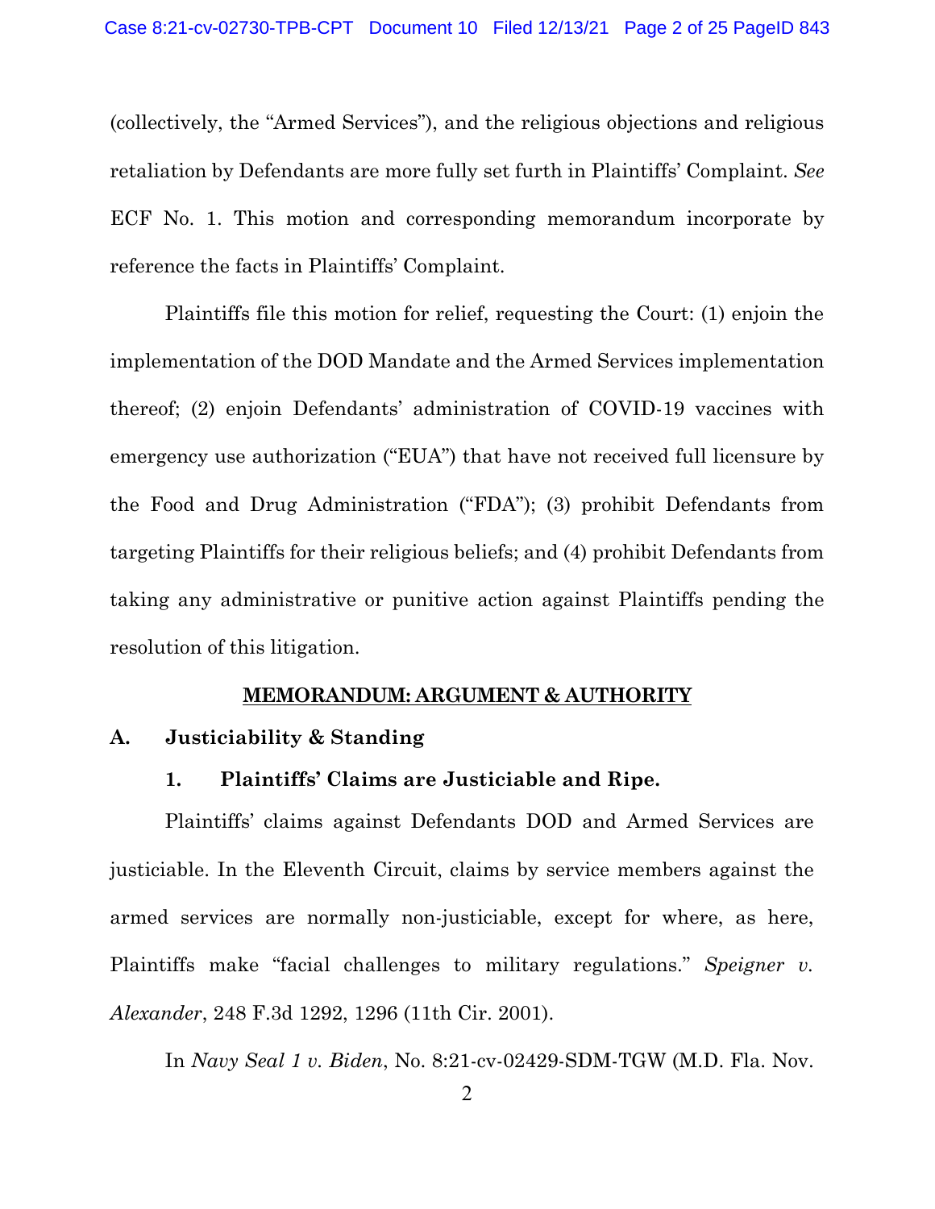(collectively, the "Armed Services"), and the religious objections and religious retaliation by Defendants are more fully set furth in Plaintiffs' Complaint. *See* ECF No. 1. This motion and corresponding memorandum incorporate by reference the facts in Plaintiffs' Complaint.

Plaintiffs file this motion for relief, requesting the Court: (1) enjoin the implementation of the DOD Mandate and the Armed Services implementation thereof; (2) enjoin Defendants' administration of COVID-19 vaccines with emergency use authorization ("EUA") that have not received full licensure by the Food and Drug Administration ("FDA"); (3) prohibit Defendants from targeting Plaintiffs for their religious beliefs; and (4) prohibit Defendants from taking any administrative or punitive action against Plaintiffs pending the resolution of this litigation.

## MEMORANDUM: ARGUMENT & AUTHORITY

### A. Justiciability & Standing

#### 1. Plaintiffs' Claims are Justiciable and Ripe.

Plaintiffs' claims against Defendants DOD and Armed Services are justiciable. In the Eleventh Circuit, claims by service members against the armed services are normally non-justiciable, except for where, as here, Plaintiffs make "facial challenges to military regulations." *Speigner v. Alexander*, 248 F.3d 1292, 1296 (11th Cir. 2001).

In *Navy Seal 1 v. Biden*, No. 8:21-cv-02429-SDM-TGW (M.D. Fla. Nov.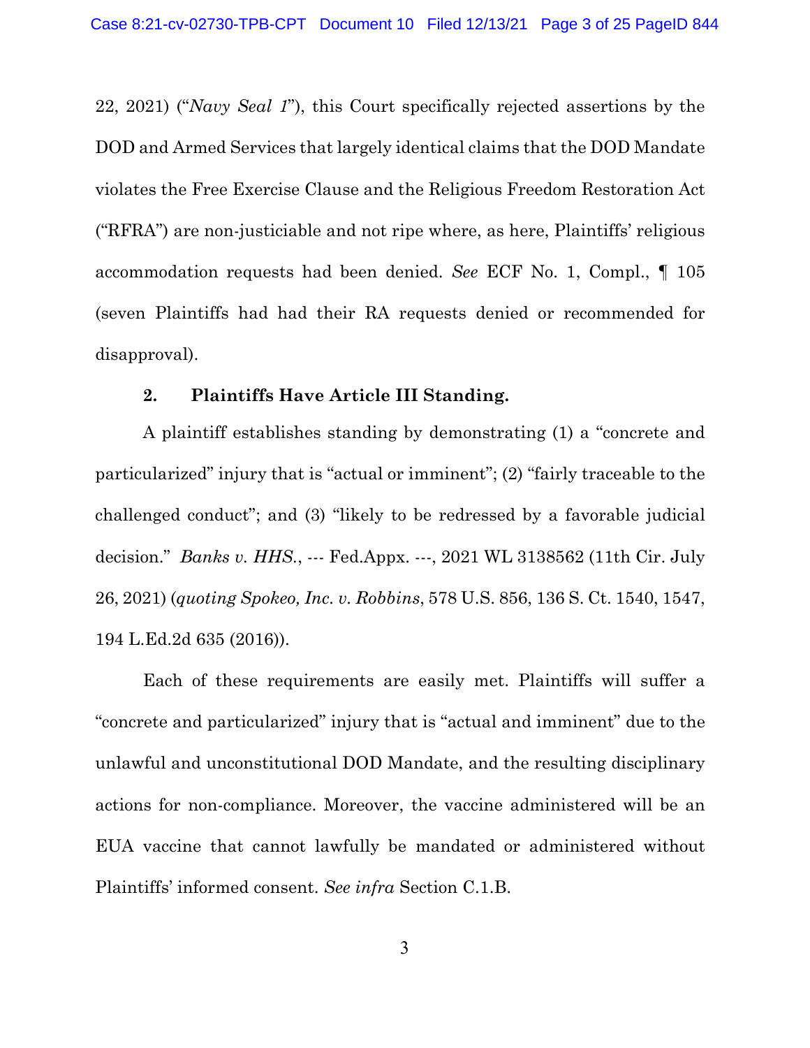22, 2021) ("*Navy Seal 1*"), this Court specifically rejected assertions by the DOD and Armed Services that largely identical claims that the DOD Mandate violates the Free Exercise Clause and the Religious Freedom Restoration Act ("RFRA") are non-justiciable and not ripe where, as here, Plaintiffs' religious accommodation requests had been denied. *See* ECF No. 1, Compl., ¶ 105 (seven Plaintiffs had had their RA requests denied or recommended for disapproval).

**2. Plaintiffs Have Article III Standing.**

A plaintiff establishes standing by demonstrating (1) a "concrete and particularized" injury that is "actual or imminent"; (2) "fairly traceable to the challenged conduct"; and (3) "likely to be redressed by a favorable judicial decision." *Banks v. HHS.*, --- Fed.Appx. ---, 2021 WL 3138562 (11th Cir. July 26, 2021) (*quoting Spokeo, Inc. v. Robbins*, 578 U.S. 856, 136 S. Ct. 1540, 1547, 194 L.Ed.2d 635 (2016)).

Each of these requirements are easily met. Plaintiffs will suffer a "concrete and particularized" injury that is "actual and imminent" due to the unlawful and unconstitutional DOD Mandate, and the resulting disciplinary actions for non-compliance. Moreover, the vaccine administered will be an EUA vaccine that cannot lawfully be mandated or administered without Plaintiffs' informed consent. *See infra* Section C.1.B.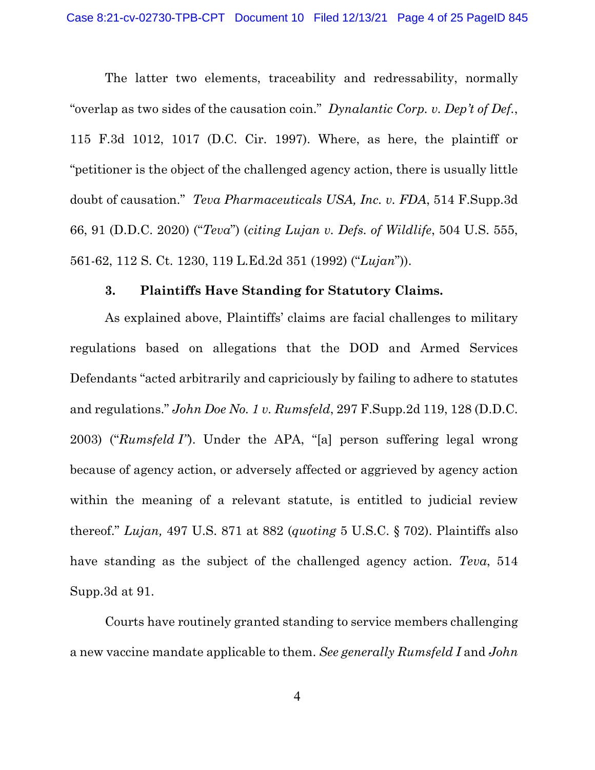The latter two elements, traceability and redressability, normally "overlap as two sides of the causation coin." *Dynalantic Corp. v. Dep't of Def.*, 115 F.3d 1012, 1017 (D.C. Cir. 1997). Where, as here, the plaintiff or "petitioner is the object of the challenged agency action, there is usually little doubt of causation." *Teva Pharmaceuticals USA, Inc. v. FDA*, 514 F.Supp.3d 66, 91 (D.D.C. 2020) ("*Teva*") (*citing Lujan v. Defs. of Wildlife*, 504 U.S. 555, 561-62, 112 S. Ct. 1230, 119 L.Ed.2d 351 (1992) ("*Lujan*")).

**3. Plaintiffs Have Standing for Statutory Claims.**

As explained above, Plaintiffs' claims are facial challenges to military regulations based on allegations that the DOD and Armed Services Defendants "acted arbitrarily and capriciously by failing to adhere to statutes and regulations." *John Doe No. 1 v. Rumsfeld*, 297 F.Supp.2d 119, 128 (D.D.C. 2003) ("*Rumsfeld I*"). Under the APA, "[a] person suffering legal wrong because of agency action, or adversely affected or aggrieved by agency action within the meaning of a relevant statute, is entitled to judicial review thereof." *Lujan,* 497 U.S. 871 at 882 (*quoting* 5 U.S.C. § 702). Plaintiffs also have standing as the subject of the challenged agency action. *Teva*, 514 Supp.3d at 91.

Courts have routinely granted standing to service members challenging a new vaccine mandate applicable to them. *See generally Rumsfeld I* and *John*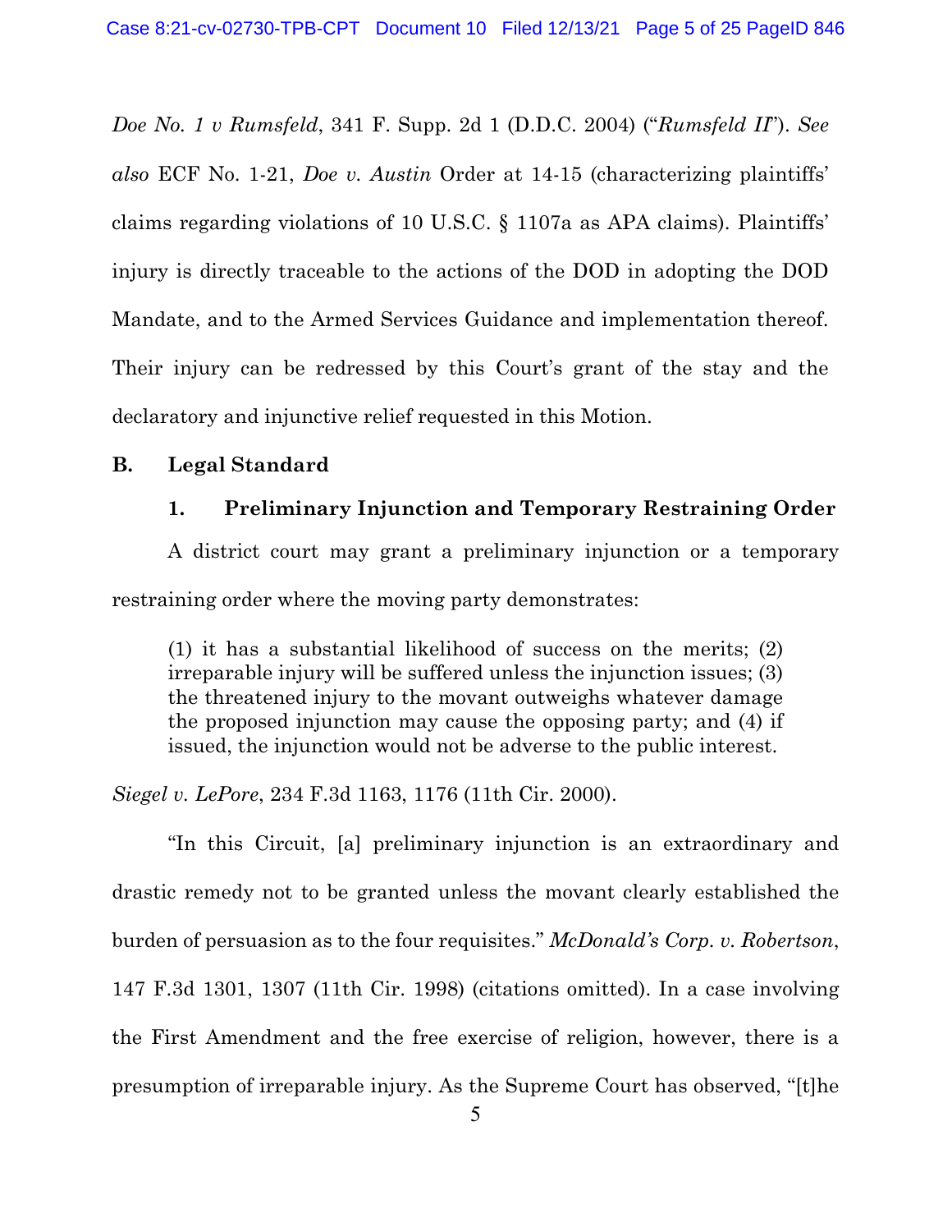*Doe No. 1 v Rumsfeld*, 341 F. Supp. 2d 1 (D.D.C. 2004) ("*Rumsfeld II*"). *See also* ECF No. 1-21, *Doe v. Austin* Order at 14-15 (characterizing plaintiffs' claims regarding violations of 10 U.S.C. § 1107a as APA claims). Plaintiffs' injury is directly traceable to the actions of the DOD in adopting the DOD Mandate, and to the Armed Services Guidance and implementation thereof. Their injury can be redressed by this Court's grant of the stay and the declaratory and injunctive relief requested in this Motion.

### B. Legal Standard

#### 1. Preliminary Injunction and Temporary Restraining Order

A district court may grant a preliminary injunction or a temporary restraining order where the moving party demonstrates:

> (1) it has a substantial likelihood of success on the merits; (2) irreparable injury will be suffered unless the injunction issues; (3) the threatened injury to the movant outweighs whatever damage the proposed injunction may cause the opposing party; and (4) if issued, the injunction would not be adverse to the public interest.

*Siegel v. LePore*, 234 F.3d 1163, 1176 (11th Cir. 2000).

"In this Circuit, [a] preliminary injunction is an extraordinary and drastic remedy not to be granted unless the movant clearly established the burden of persuasion as to the four requisites." *McDonald's Corp. v. Robertson*, 147 F.3d 1301, 1307 (11th Cir. 1998) (citations omitted). In a case involving the First Amendment and the free exercise of religion, however, there is a presumption of irreparable injury. As the Supreme Court has observed, "[t]he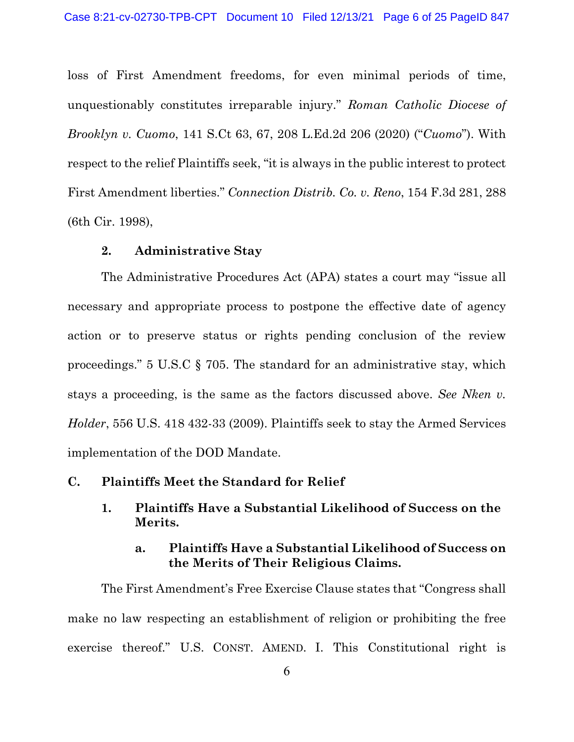loss of First Amendment freedoms, for even minimal periods of time, unquestionably constitutes irreparable injury." *Roman Catholic Diocese of Brooklyn v. Cuomo*, 141 S.Ct 63, 67, 208 L.Ed.2d 206 (2020) ("*Cuomo*"). With respect to the relief Plaintiffs seek, "it is always in the public interest to protect First Amendment liberties." *Connection Distrib. Co. v. Reno*, 154 F.3d 281, 288 (6th Cir. 1998),

### 2. Administrative Stay

The Administrative Procedures Act (APA) states a court may "issue all necessary and appropriate process to postpone the effective date of agency action or to preserve status or rights pending conclusion of the review proceedings." 5 U.S.C § 705. The standard for an administrative stay, which stays a proceeding, is the same as the factors discussed above. *See Nken v. Holder*, 556 U.S. 418 432-33 (2009). Plaintiffs seek to stay the Armed Services implementation of the DOD Mandate.

## C. Plaintiffs Meet the Standard for Relief

### 1. Plaintiffs Have a Substantial Likelihood of Success on the Merits.

#### a. Plaintiffs Have a Substantial Likelihood of Success on the Merits of Their Religious Claims.

The First Amendment's Free Exercise Clause states that "Congress shall make no law respecting an establishment of religion or prohibiting the free exercise thereof." U.S. CONST. AMEND. I. This Constitutional right is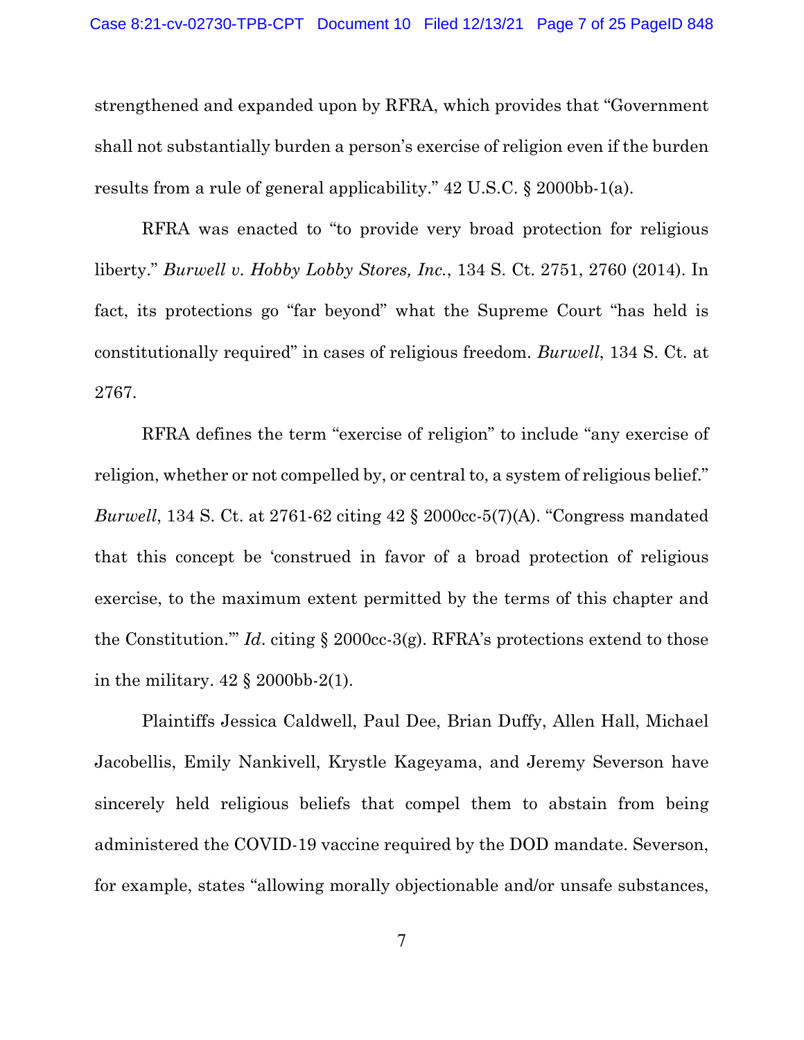strengthened and expanded upon by RFRA, which provides that "Government shall not substantially burden a person's exercise of religion even if the burden results from a rule of general applicability." 42 U.S.C. § 2000bb-1(a).

RFRA was enacted to "to provide very broad protection for religious liberty." *Burwell v. Hobby Lobby Stores, Inc.*, 134 S. Ct. 2751, 2760 (2014). In fact, its protections go "far beyond" what the Supreme Court "has held is constitutionally required" in cases of religious freedom. *Burwell*, 134 S. Ct. at 2767.

RFRA defines the term "exercise of religion" to include "any exercise of religion, whether or not compelled by, or central to, a system of religious belief." *Burwell*, 134 S. Ct. at 2761-62 citing 42 § 2000cc-5(7)(A). "Congress mandated that this concept be 'construed in favor of a broad protection of religious exercise, to the maximum extent permitted by the terms of this chapter and the Constitution.'" *Id*. citing § 2000cc-3(g). RFRA's protections extend to those in the military. 42 § 2000bb-2(1).

Plaintiffs Jessica Caldwell, Paul Dee, Brian Duffy, Allen Hall, Michael Jacobellis, Emily Nankivell, Krystle Kageyama, and Jeremy Severson have sincerely held religious beliefs that compel them to abstain from being administered the COVID-19 vaccine required by the DOD mandate. Severson, for example, states "allowing morally objectionable and/or unsafe substances,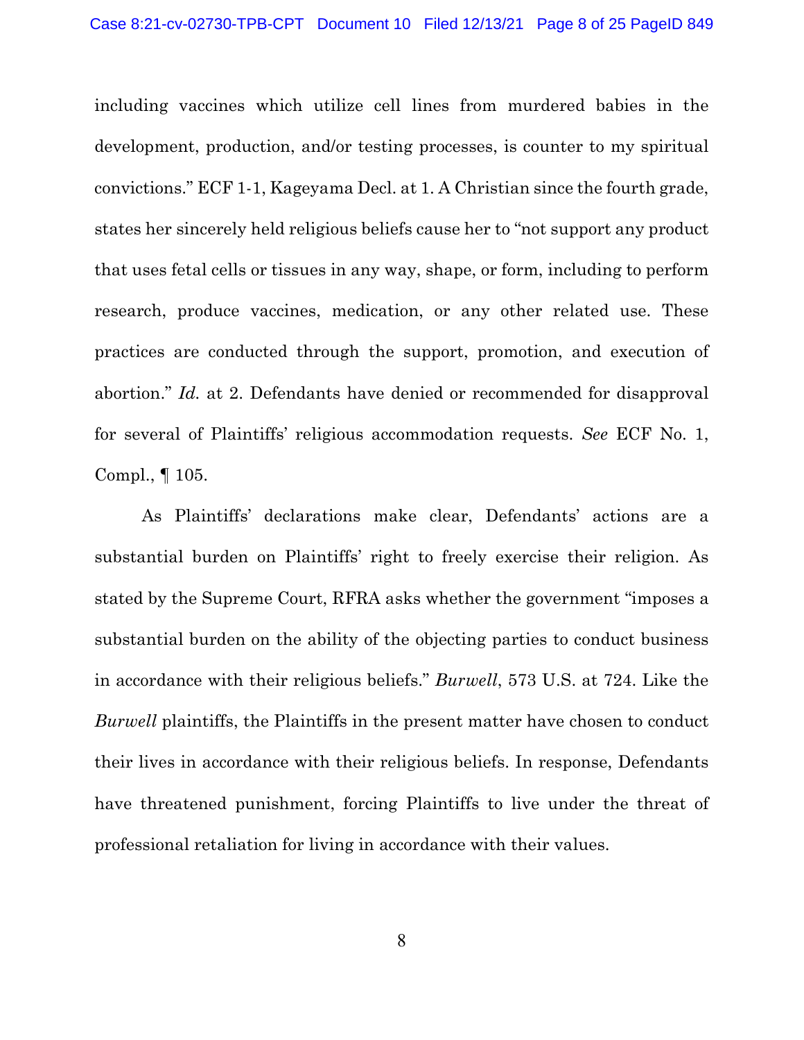including vaccines which utilize cell lines from murdered babies in the development, production, and/or testing processes, is counter to my spiritual convictions." ECF 1-1, Kageyama Decl. at 1. A Christian since the fourth grade, states her sincerely held religious beliefs cause her to "not support any product that uses fetal cells or tissues in any way, shape, or form, including to perform research, produce vaccines, medication, or any other related use. These practices are conducted through the support, promotion, and execution of abortion." *Id.* at 2. Defendants have denied or recommended for disapproval for several of Plaintiffs' religious accommodation requests. *See* ECF No. 1, Compl., ¶ 105.

As Plaintiffs' declarations make clear, Defendants' actions are a substantial burden on Plaintiffs' right to freely exercise their religion. As stated by the Supreme Court, RFRA asks whether the government "imposes a substantial burden on the ability of the objecting parties to conduct business in accordance with their religious beliefs." *Burwell*, 573 U.S. at 724. Like the *Burwell* plaintiffs, the Plaintiffs in the present matter have chosen to conduct their lives in accordance with their religious beliefs. In response, Defendants have threatened punishment, forcing Plaintiffs to live under the threat of professional retaliation for living in accordance with their values.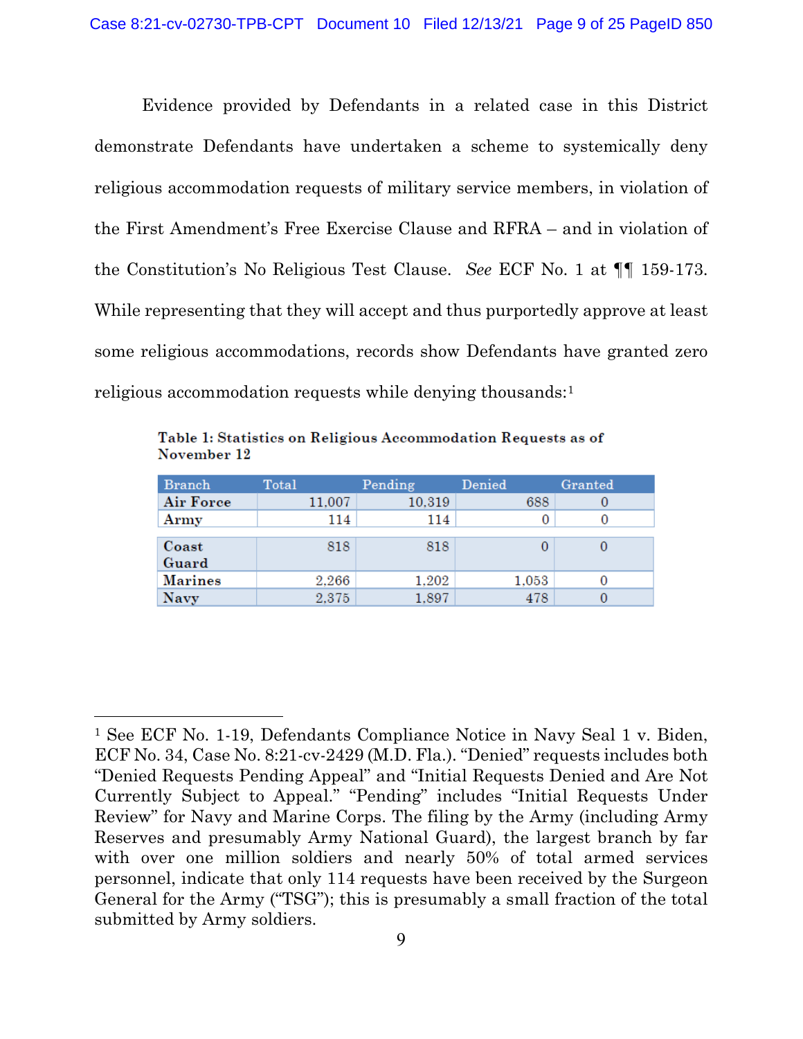Evidence provided by Defendants in a related case in this District demonstrate Defendants have undertaken a scheme to systemically deny religious accommodation requests of military service members, in violation of the First Amendment's Free Exercise Clause and RFRA – and in violation of the Constitution's No Religious Test Clause. *See* ECF No. 1 at ¶¶ 159-173. While representing that they will accept and thus purportedly approve at least some religious accommodations, records show Defendants have granted zero religious accommodation requests while denying thousands:[1]

**Table 1: Statistics on Religious Accommodation Requests as of November 12**

| Branch | Total | Pending | Denied | Granted |
|---|---|---|---|---|
| **Air Force** | 11,007 | 10,319 | 688 | 0 |
| **Army** | 114 | 114 | 0 | 0 |
| **Coast Guard** | 818 | 818 | 0 | 0 |
| **Marines** | 2,266 | 1,202 | 1,053 | 0 |
| **Navy** | 2,375 | 1,897 | 478 | 0 |

[1] See ECF No. 1-19, Defendants Compliance Notice in Navy Seal 1 v. Biden, ECF No. 34, Case No. 8:21-cv-2429 (M.D. Fla.). "Denied" requests includes both "Denied Requests Pending Appeal" and "Initial Requests Denied and Are Not Currently Subject to Appeal." "Pending" includes "Initial Requests Under Review" for Navy and Marine Corps. The filing by the Army (including Army Reserves and presumably Army National Guard), the largest branch by far with over one million soldiers and nearly 50% of total armed services personnel, indicate that only 114 requests have been received by the Surgeon General for the Army ("TSG"); this is presumably a small fraction of the total submitted by Army soldiers.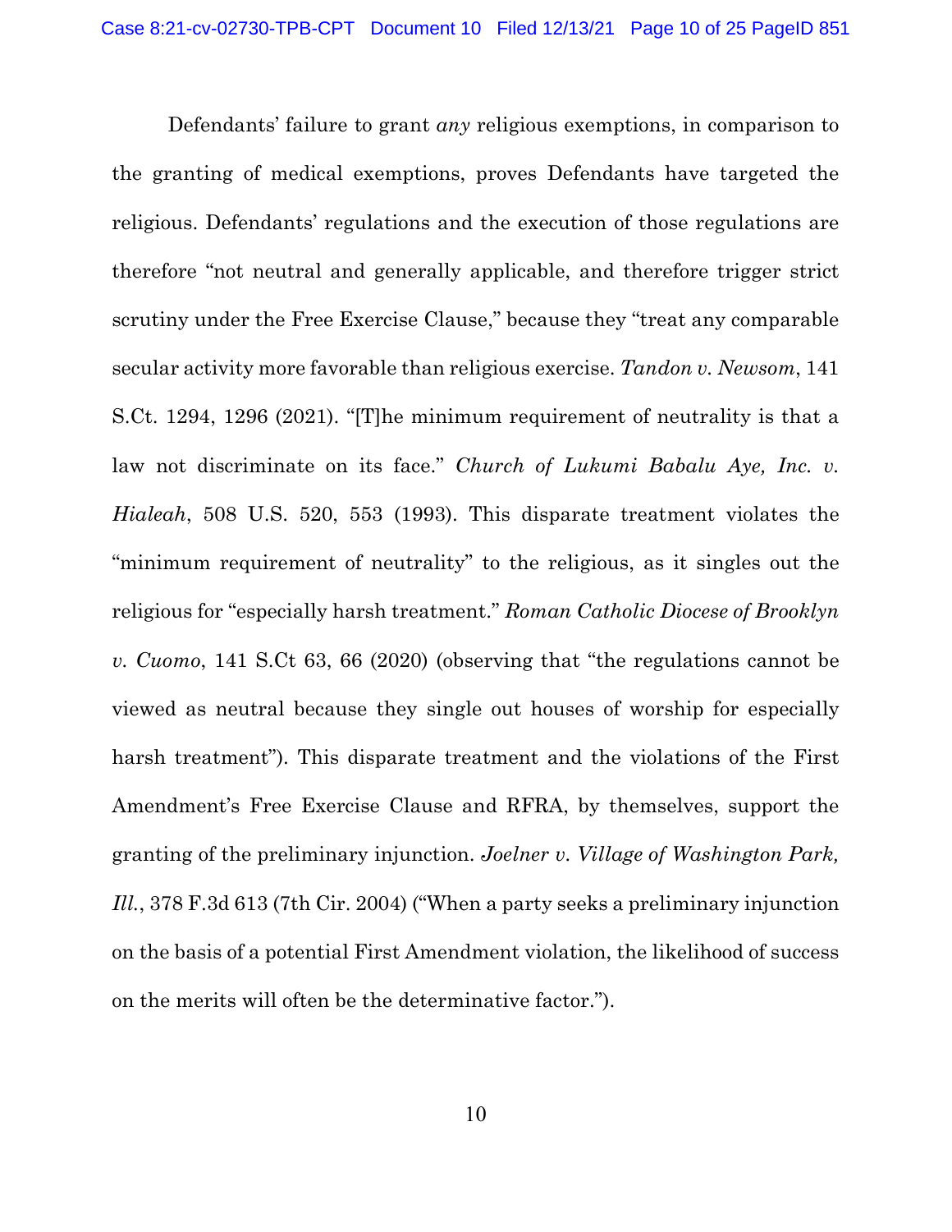Defendants' failure to grant *any* religious exemptions, in comparison to the granting of medical exemptions, proves Defendants have targeted the religious. Defendants' regulations and the execution of those regulations are therefore "not neutral and generally applicable, and therefore trigger strict scrutiny under the Free Exercise Clause," because they "treat any comparable secular activity more favorable than religious exercise. *Tandon v. Newsom*, 141 S.Ct. 1294, 1296 (2021). "[T]he minimum requirement of neutrality is that a law not discriminate on its face." *Church of Lukumi Babalu Aye, Inc. v. Hialeah*, 508 U.S. 520, 553 (1993). This disparate treatment violates the "minimum requirement of neutrality" to the religious, as it singles out the religious for "especially harsh treatment." *Roman Catholic Diocese of Brooklyn v. Cuomo*, 141 S.Ct 63, 66 (2020) (observing that "the regulations cannot be viewed as neutral because they single out houses of worship for especially harsh treatment"). This disparate treatment and the violations of the First Amendment's Free Exercise Clause and RFRA, by themselves, support the granting of the preliminary injunction. *Joelner v. Village of Washington Park, Ill.*, 378 F.3d 613 (7th Cir. 2004) ("When a party seeks a preliminary injunction on the basis of a potential First Amendment violation, the likelihood of success on the merits will often be the determinative factor.").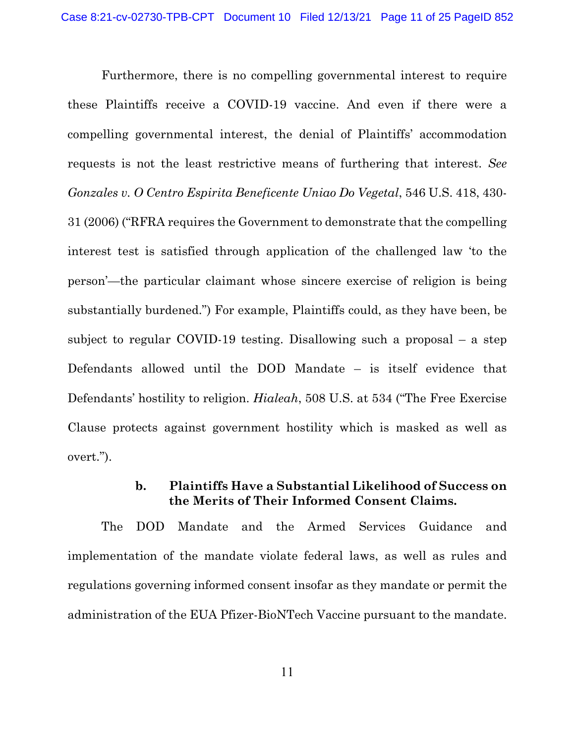Furthermore, there is no compelling governmental interest to require these Plaintiffs receive a COVID-19 vaccine. And even if there were a compelling governmental interest, the denial of Plaintiffs' accommodation requests is not the least restrictive means of furthering that interest. *See Gonzales v. O Centro Espirita Beneficente Uniao Do Vegetal*, 546 U.S. 418, 430-31 (2006) ("RFRA requires the Government to demonstrate that the compelling interest test is satisfied through application of the challenged law 'to the person'—the particular claimant whose sincere exercise of religion is being substantially burdened.") For example, Plaintiffs could, as they have been, be subject to regular COVID-19 testing. Disallowing such a proposal – a step Defendants allowed until the DOD Mandate – is itself evidence that Defendants' hostility to religion. *Hialeah*, 508 U.S. at 534 ("The Free Exercise Clause protects against government hostility which is masked as well as overt.").

**b. Plaintiffs Have a Substantial Likelihood of Success on the Merits of Their Informed Consent Claims.**

The DOD Mandate and the Armed Services Guidance and implementation of the mandate violate federal laws, as well as rules and regulations governing informed consent insofar as they mandate or permit the administration of the EUA Pfizer-BioNTech Vaccine pursuant to the mandate.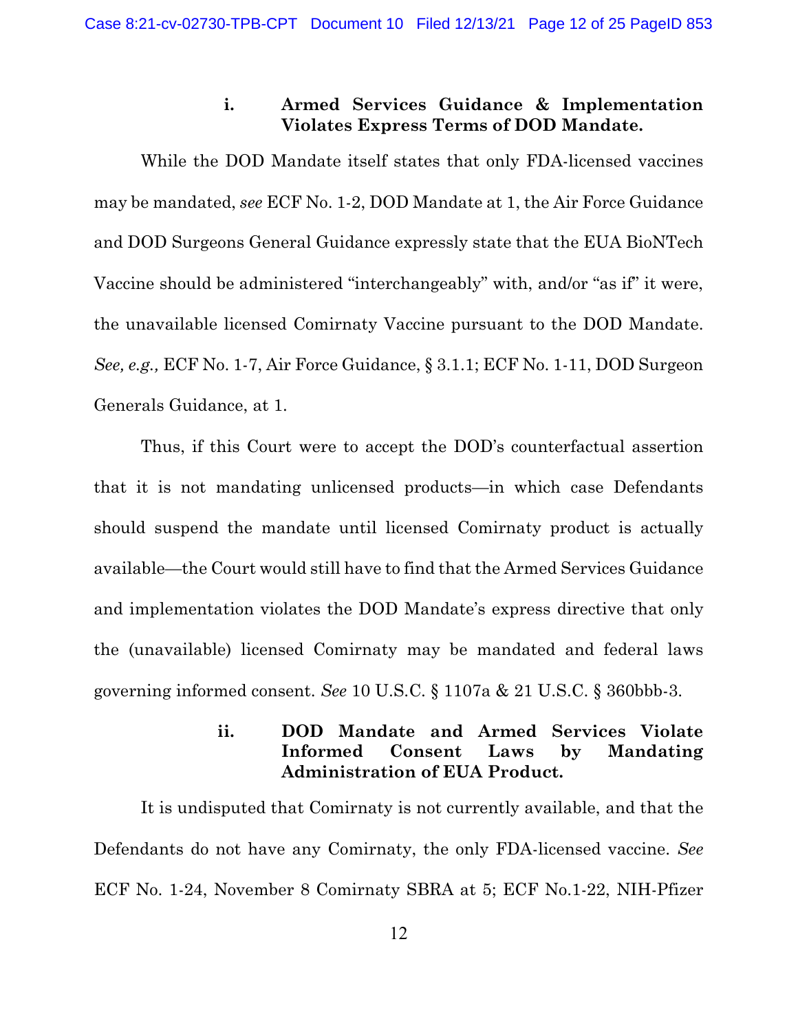### i. Armed Services Guidance & Implementation Violates Express Terms of DOD Mandate.

While the DOD Mandate itself states that only FDA-licensed vaccines may be mandated, *see* ECF No. 1-2, DOD Mandate at 1, the Air Force Guidance and DOD Surgeons General Guidance expressly state that the EUA BioNTech Vaccine should be administered "interchangeably" with, and/or "as if" it were, the unavailable licensed Comirnaty Vaccine pursuant to the DOD Mandate. *See, e.g.,* ECF No. 1-7, Air Force Guidance, § 3.1.1; ECF No. 1-11, DOD Surgeon Generals Guidance, at 1.

Thus, if this Court were to accept the DOD's counterfactual assertion that it is not mandating unlicensed products—in which case Defendants should suspend the mandate until licensed Comirnaty product is actually available—the Court would still have to find that the Armed Services Guidance and implementation violates the DOD Mandate's express directive that only the (unavailable) licensed Comirnaty may be mandated and federal laws governing informed consent. *See* 10 U.S.C. § 1107a & 21 U.S.C. § 360bbb-3.

### ii. DOD Mandate and Armed Services Violate Informed Consent Laws by Mandating Administration of EUA Product.

It is undisputed that Comirnaty is not currently available, and that the Defendants do not have any Comirnaty, the only FDA-licensed vaccine. *See* ECF No. 1-24, November 8 Comirnaty SBRA at 5; ECF No.1-22, NIH-Pfizer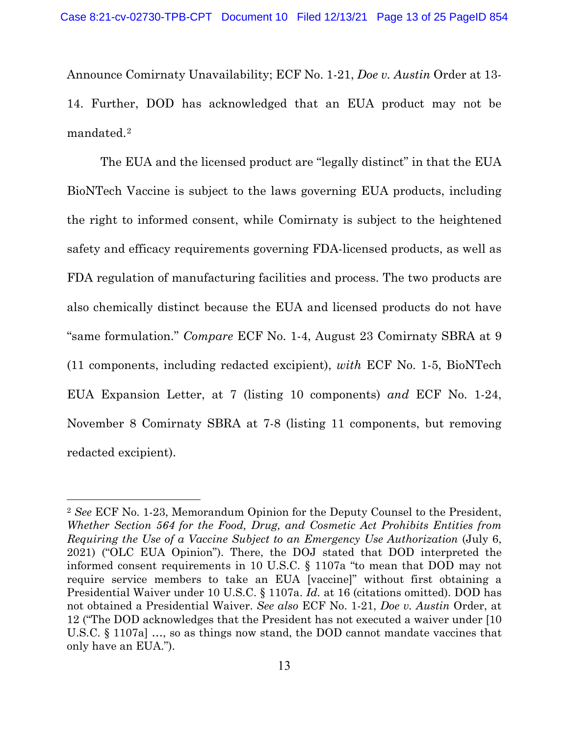Announce Comirnaty Unavailability; ECF No. 1-21, *Doe v. Austin* Order at 13-14. Further, DOD has acknowledged that an EUA product may not be mandated.[2]

The EUA and the licensed product are "legally distinct" in that the EUA BioNTech Vaccine is subject to the laws governing EUA products, including the right to informed consent, while Comirnaty is subject to the heightened safety and efficacy requirements governing FDA-licensed products, as well as FDA regulation of manufacturing facilities and process. The two products are also chemically distinct because the EUA and licensed products do not have "same formulation." *Compare* ECF No. 1-4, August 23 Comirnaty SBRA at 9 (11 components, including redacted excipient), *with* ECF No. 1-5, BioNTech EUA Expansion Letter, at 7 (listing 10 components) *and* ECF No. 1-24, November 8 Comirnaty SBRA at 7-8 (listing 11 components, but removing redacted excipient).

---

[2] *See* ECF No. 1-23, Memorandum Opinion for the Deputy Counsel to the President, *Whether Section 564 for the Food, Drug, and Cosmetic Act Prohibits Entities from Requiring the Use of a Vaccine Subject to an Emergency Use Authorization* (July 6, 2021) ("OLC EUA Opinion"). There, the DOJ stated that DOD interpreted the informed consent requirements in 10 U.S.C. § 1107a "to mean that DOD may not require service members to take an EUA [vaccine]" without first obtaining a Presidential Waiver under 10 U.S.C. § 1107a. *Id.* at 16 (citations omitted). DOD has not obtained a Presidential Waiver. *See also* ECF No. 1-21, *Doe v. Austin* Order, at 12 ("The DOD acknowledges that the President has not executed a waiver under [10 U.S.C. § 1107a] …, so as things now stand, the DOD cannot mandate vaccines that only have an EUA.").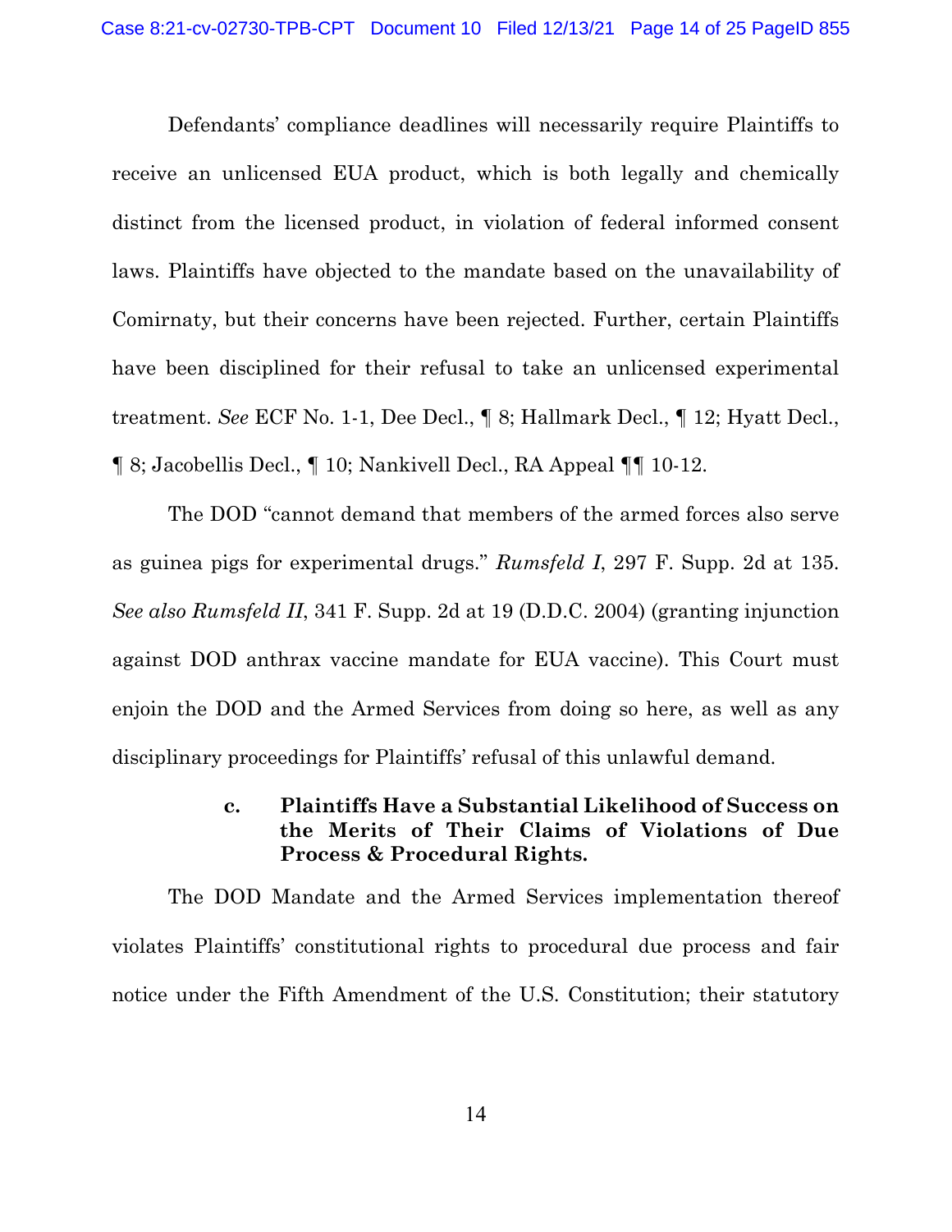Defendants' compliance deadlines will necessarily require Plaintiffs to receive an unlicensed EUA product, which is both legally and chemically distinct from the licensed product, in violation of federal informed consent laws. Plaintiffs have objected to the mandate based on the unavailability of Comirnaty, but their concerns have been rejected. Further, certain Plaintiffs have been disciplined for their refusal to take an unlicensed experimental treatment. *See* ECF No. 1-1, Dee Decl., ¶ 8; Hallmark Decl., ¶ 12; Hyatt Decl., ¶ 8; Jacobellis Decl., ¶ 10; Nankivell Decl., RA Appeal ¶¶ 10-12.

The DOD "cannot demand that members of the armed forces also serve as guinea pigs for experimental drugs." *Rumsfeld I*, 297 F. Supp. 2d at 135. *See also Rumsfeld II*, 341 F. Supp. 2d at 19 (D.D.C. 2004) (granting injunction against DOD anthrax vaccine mandate for EUA vaccine). This Court must enjoin the DOD and the Armed Services from doing so here, as well as any disciplinary proceedings for Plaintiffs' refusal of this unlawful demand.

#### c. Plaintiffs Have a Substantial Likelihood of Success on the Merits of Their Claims of Violations of Due Process & Procedural Rights.

The DOD Mandate and the Armed Services implementation thereof violates Plaintiffs' constitutional rights to procedural due process and fair notice under the Fifth Amendment of the U.S. Constitution; their statutory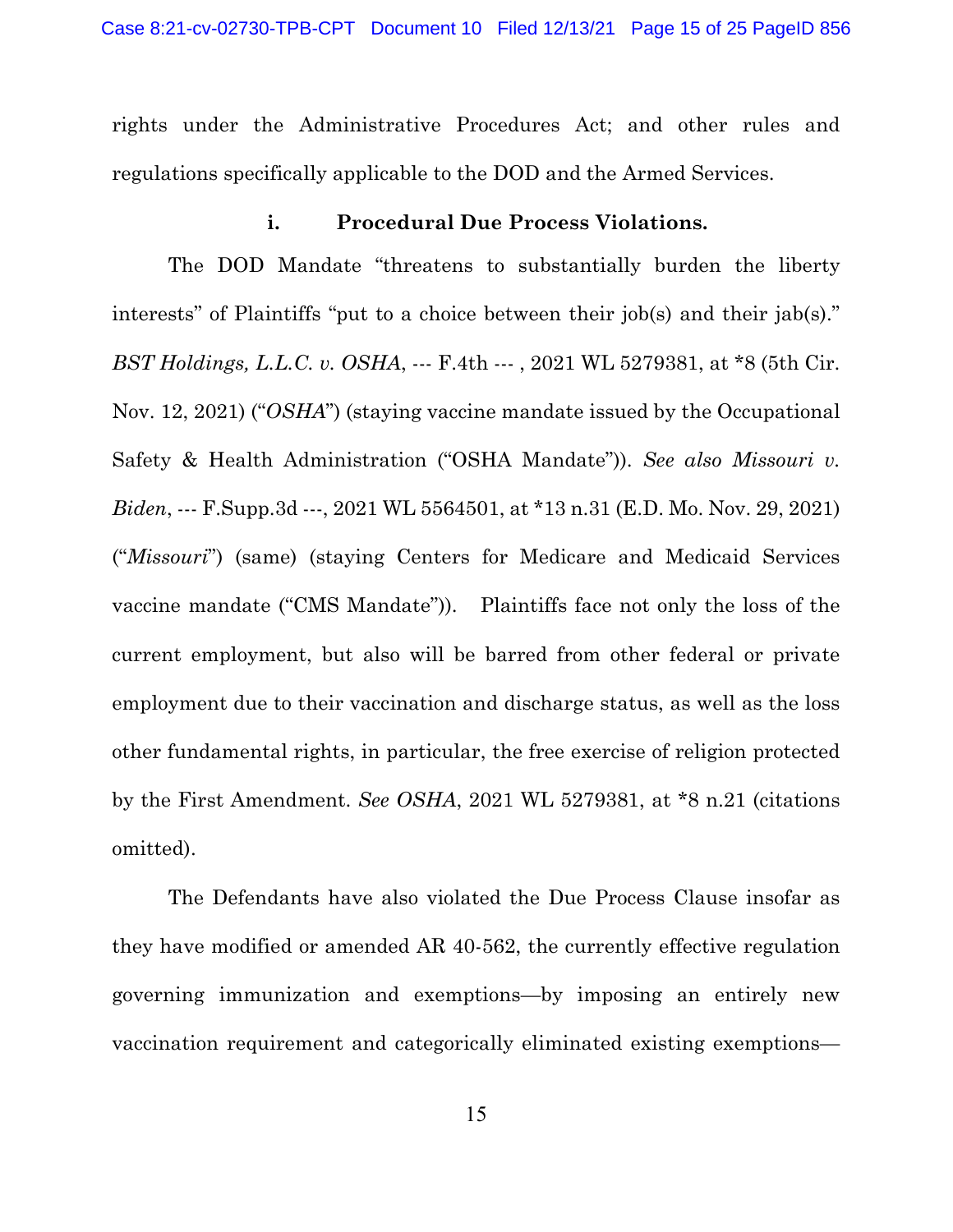rights under the Administrative Procedures Act; and other rules and regulations specifically applicable to the DOD and the Armed Services.

### i. Procedural Due Process Violations.

The DOD Mandate "threatens to substantially burden the liberty interests" of Plaintiffs "put to a choice between their job(s) and their jab(s)." *BST Holdings, L.L.C. v. OSHA*, --- F.4th --- , 2021 WL 5279381, at *8 (5th Cir. Nov. 12, 2021) ("*OSHA*") (staying vaccine mandate issued by the Occupational Safety & Health Administration ("OSHA Mandate")). *See also Missouri v. Biden*, --- F.Supp.3d ---, 2021 WL 5564501, at *13 n.31 (E.D. Mo. Nov. 29, 2021) ("*Missouri*") (same) (staying Centers for Medicare and Medicaid Services vaccine mandate ("CMS Mandate")). Plaintiffs face not only the loss of the current employment, but also will be barred from other federal or private employment due to their vaccination and discharge status, as well as the loss other fundamental rights, in particular, the free exercise of religion protected by the First Amendment. *See OSHA*, 2021 WL 5279381, at *8 n.21 (citations omitted).

The Defendants have also violated the Due Process Clause insofar as they have modified or amended AR 40-562, the currently effective regulation governing immunization and exemptions—by imposing an entirely new vaccination requirement and categorically eliminated existing exemptions—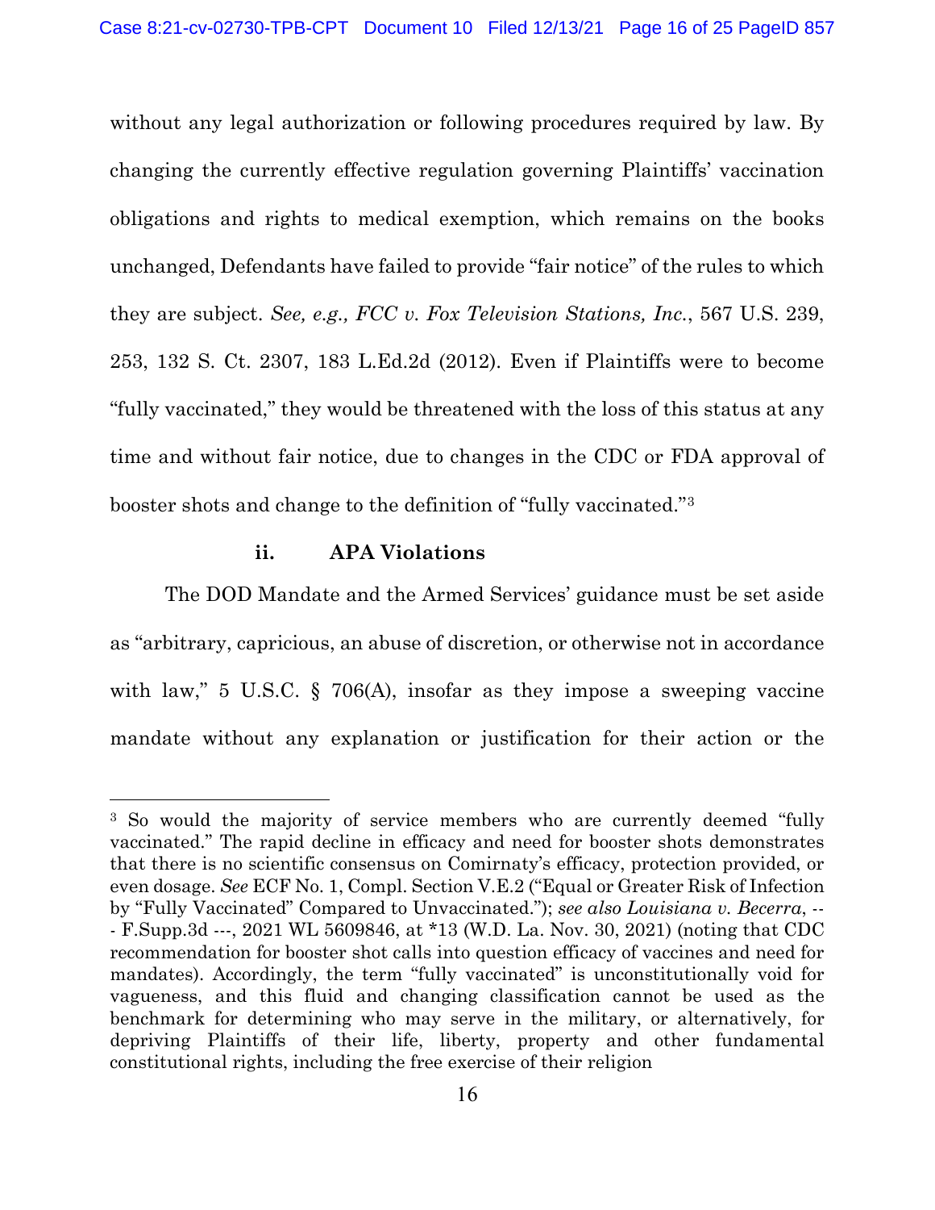without any legal authorization or following procedures required by law. By changing the currently effective regulation governing Plaintiffs' vaccination obligations and rights to medical exemption, which remains on the books unchanged, Defendants have failed to provide "fair notice" of the rules to which they are subject. *See, e.g., FCC v. Fox Television Stations, Inc.*, 567 U.S. 239, 253, 132 S. Ct. 2307, 183 L.Ed.2d (2012). Even if Plaintiffs were to become "fully vaccinated," they would be threatened with the loss of this status at any time and without fair notice, due to changes in the CDC or FDA approval of booster shots and change to the definition of "fully vaccinated."[3]

#### ii. APA Violations

The DOD Mandate and the Armed Services' guidance must be set aside as "arbitrary, capricious, an abuse of discretion, or otherwise not in accordance with law," 5 U.S.C. § 706(A), insofar as they impose a sweeping vaccine mandate without any explanation or justification for their action or the

---

[3] So would the majority of service members who are currently deemed "fully vaccinated." The rapid decline in efficacy and need for booster shots demonstrates that there is no scientific consensus on Comirnaty's efficacy, protection provided, or even dosage. *See* ECF No. 1, Compl. Section V.E.2 ("Equal or Greater Risk of Infection by "Fully Vaccinated" Compared to Unvaccinated."); *see also Louisiana v. Becerra*, --- F.Supp.3d ---, 2021 WL 5609846, at *13 (W.D. La. Nov. 30, 2021) (noting that CDC recommendation for booster shot calls into question efficacy of vaccines and need for mandates). Accordingly, the term "fully vaccinated" is unconstitutionally void for vagueness, and this fluid and changing classification cannot be used as the benchmark for determining who may serve in the military, or alternatively, for depriving Plaintiffs of their life, liberty, property and other fundamental constitutional rights, including the free exercise of their religion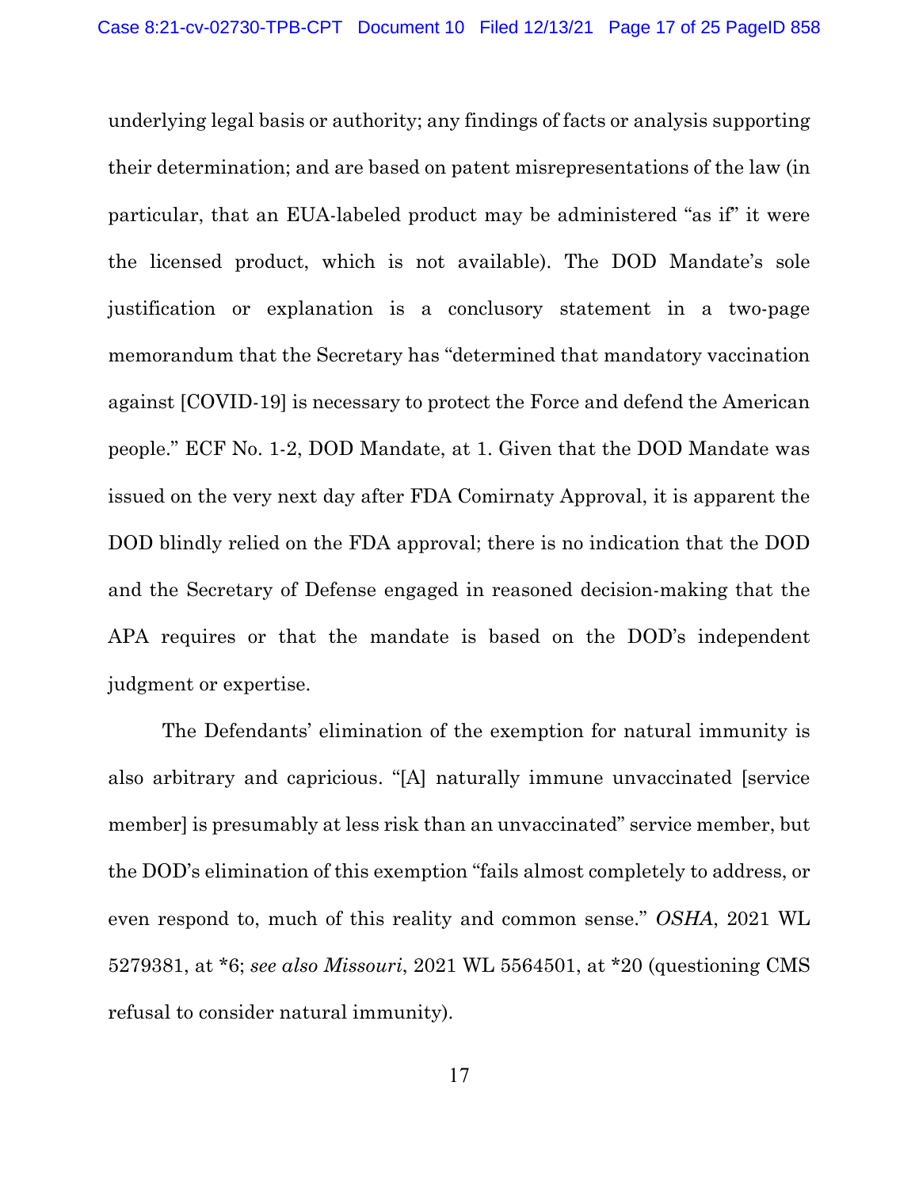underlying legal basis or authority; any findings of facts or analysis supporting their determination; and are based on patent misrepresentations of the law (in particular, that an EUA-labeled product may be administered "as if" it were the licensed product, which is not available). The DOD Mandate's sole justification or explanation is a conclusory statement in a two-page memorandum that the Secretary has "determined that mandatory vaccination against [COVID-19] is necessary to protect the Force and defend the American people." ECF No. 1-2, DOD Mandate, at 1. Given that the DOD Mandate was issued on the very next day after FDA Comirnaty Approval, it is apparent the DOD blindly relied on the FDA approval; there is no indication that the DOD and the Secretary of Defense engaged in reasoned decision-making that the APA requires or that the mandate is based on the DOD's independent judgment or expertise.

The Defendants' elimination of the exemption for natural immunity is also arbitrary and capricious. "[A] naturally immune unvaccinated [service member] is presumably at less risk than an unvaccinated" service member, but the DOD's elimination of this exemption "fails almost completely to address, or even respond to, much of this reality and common sense." *OSHA*, 2021 WL 5279381, at *6; *see also Missouri*, 2021 WL 5564501, at *20 (questioning CMS refusal to consider natural immunity).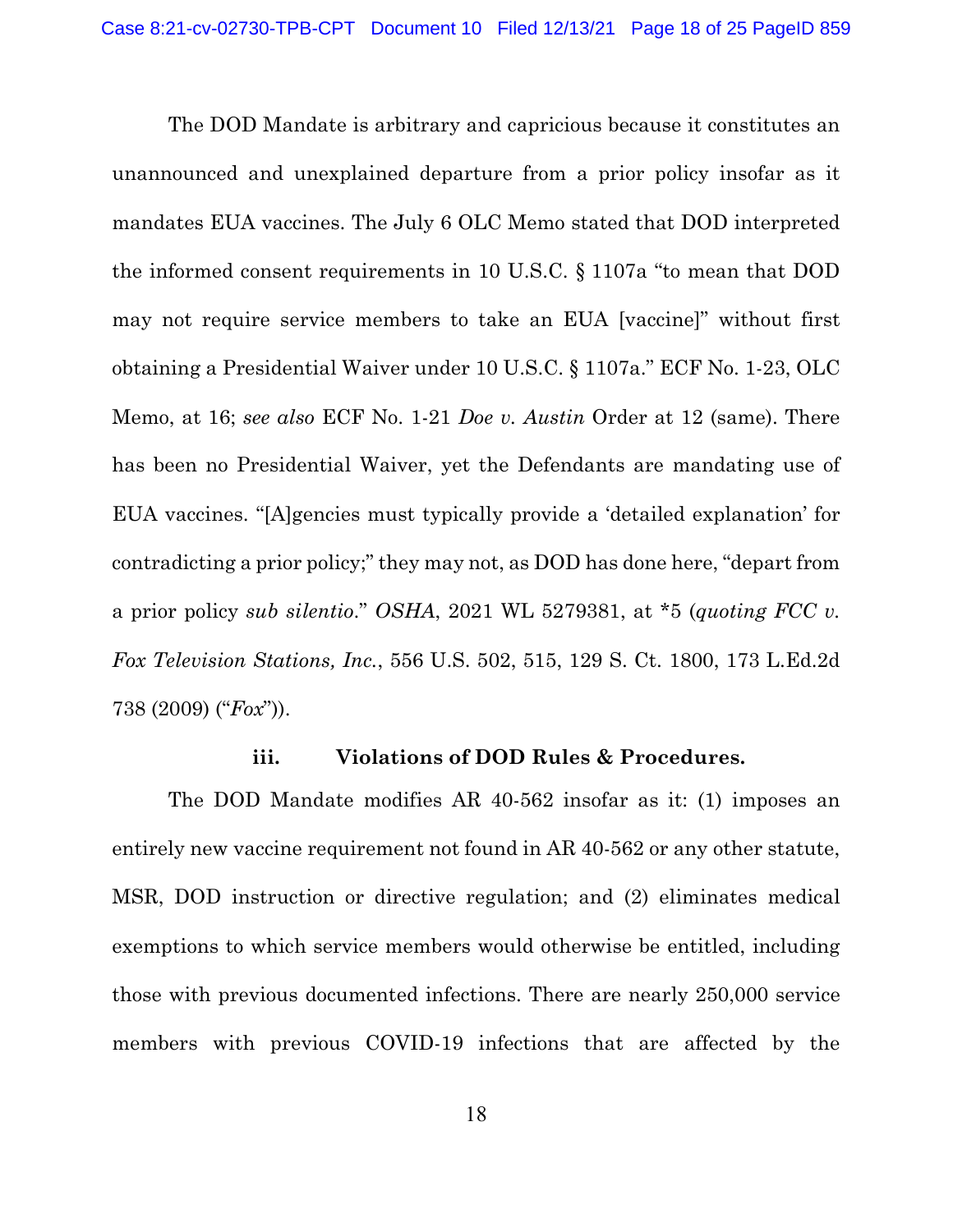The DOD Mandate is arbitrary and capricious because it constitutes an unannounced and unexplained departure from a prior policy insofar as it mandates EUA vaccines. The July 6 OLC Memo stated that DOD interpreted the informed consent requirements in 10 U.S.C. § 1107a "to mean that DOD may not require service members to take an EUA [vaccine]" without first obtaining a Presidential Waiver under 10 U.S.C. § 1107a." ECF No. 1-23, OLC Memo, at 16; *see also* ECF No. 1-21 *Doe v. Austin* Order at 12 (same). There has been no Presidential Waiver, yet the Defendants are mandating use of EUA vaccines. "[A]gencies must typically provide a 'detailed explanation' for contradicting a prior policy;" they may not, as DOD has done here, "depart from a prior policy *sub silentio*." *OSHA*, 2021 WL 5279381, at \*5 (*quoting FCC v. Fox Television Stations, Inc.*, 556 U.S. 502, 515, 129 S. Ct. 1800, 173 L.Ed.2d 738 (2009) ("*Fox*")).

### iii. Violations of DOD Rules & Procedures.

The DOD Mandate modifies AR 40-562 insofar as it: (1) imposes an entirely new vaccine requirement not found in AR 40-562 or any other statute, MSR, DOD instruction or directive regulation; and (2) eliminates medical exemptions to which service members would otherwise be entitled, including those with previous documented infections. There are nearly 250,000 service members with previous COVID-19 infections that are affected by the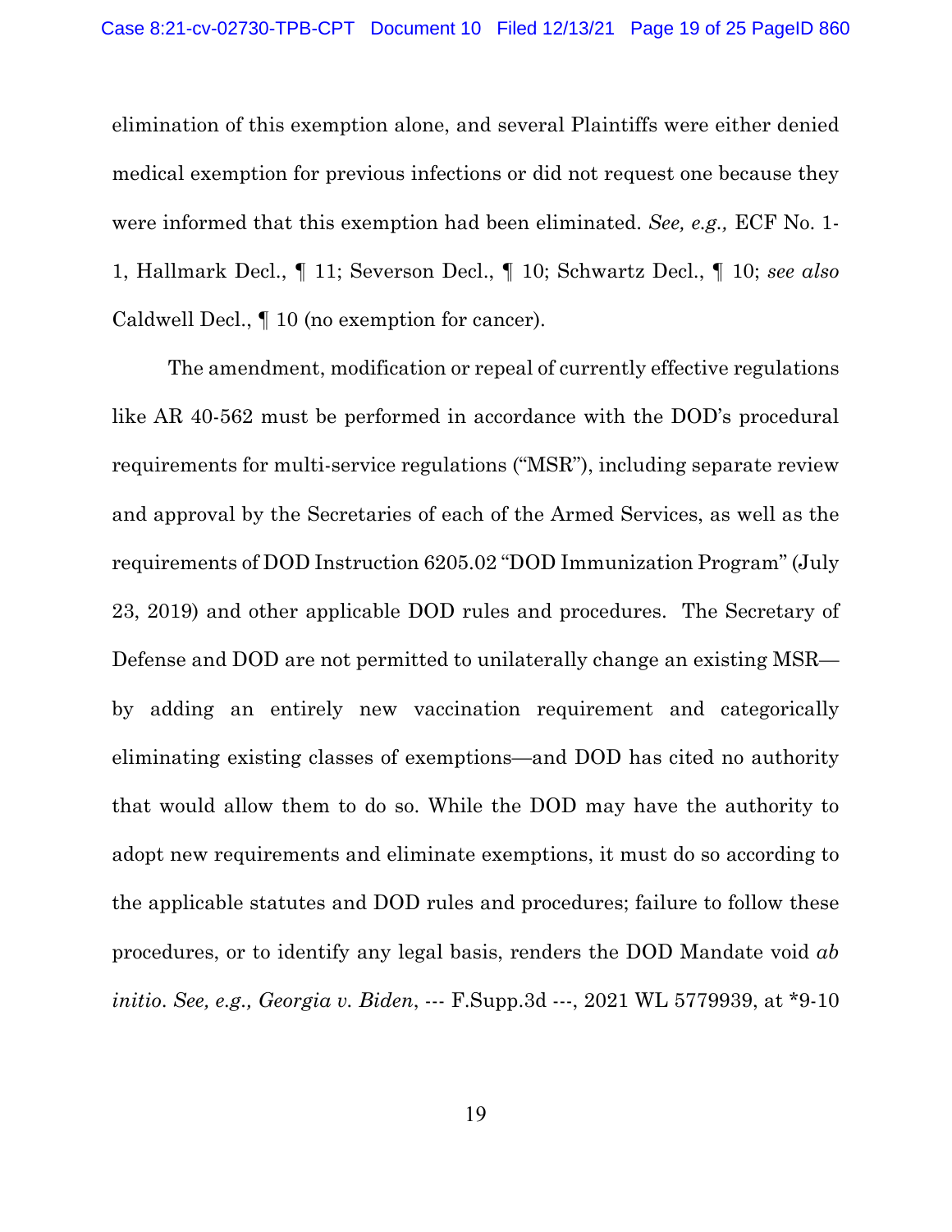elimination of this exemption alone, and several Plaintiffs were either denied medical exemption for previous infections or did not request one because they were informed that this exemption had been eliminated. *See, e.g.,* ECF No. 1-1, Hallmark Decl., ¶ 11; Severson Decl., ¶ 10; Schwartz Decl., ¶ 10; *see also* Caldwell Decl., ¶ 10 (no exemption for cancer).

The amendment, modification or repeal of currently effective regulations like AR 40-562 must be performed in accordance with the DOD's procedural requirements for multi-service regulations ("MSR"), including separate review and approval by the Secretaries of each of the Armed Services, as well as the requirements of DOD Instruction 6205.02 "DOD Immunization Program" (July 23, 2019) and other applicable DOD rules and procedures. The Secretary of Defense and DOD are not permitted to unilaterally change an existing MSR—by adding an entirely new vaccination requirement and categorically eliminating existing classes of exemptions—and DOD has cited no authority that would allow them to do so. While the DOD may have the authority to adopt new requirements and eliminate exemptions, it must do so according to the applicable statutes and DOD rules and procedures; failure to follow these procedures, or to identify any legal basis, renders the DOD Mandate void *ab initio*. *See, e.g., Georgia v. Biden*, --- F.Supp.3d ---, 2021 WL 5779939, at *9-10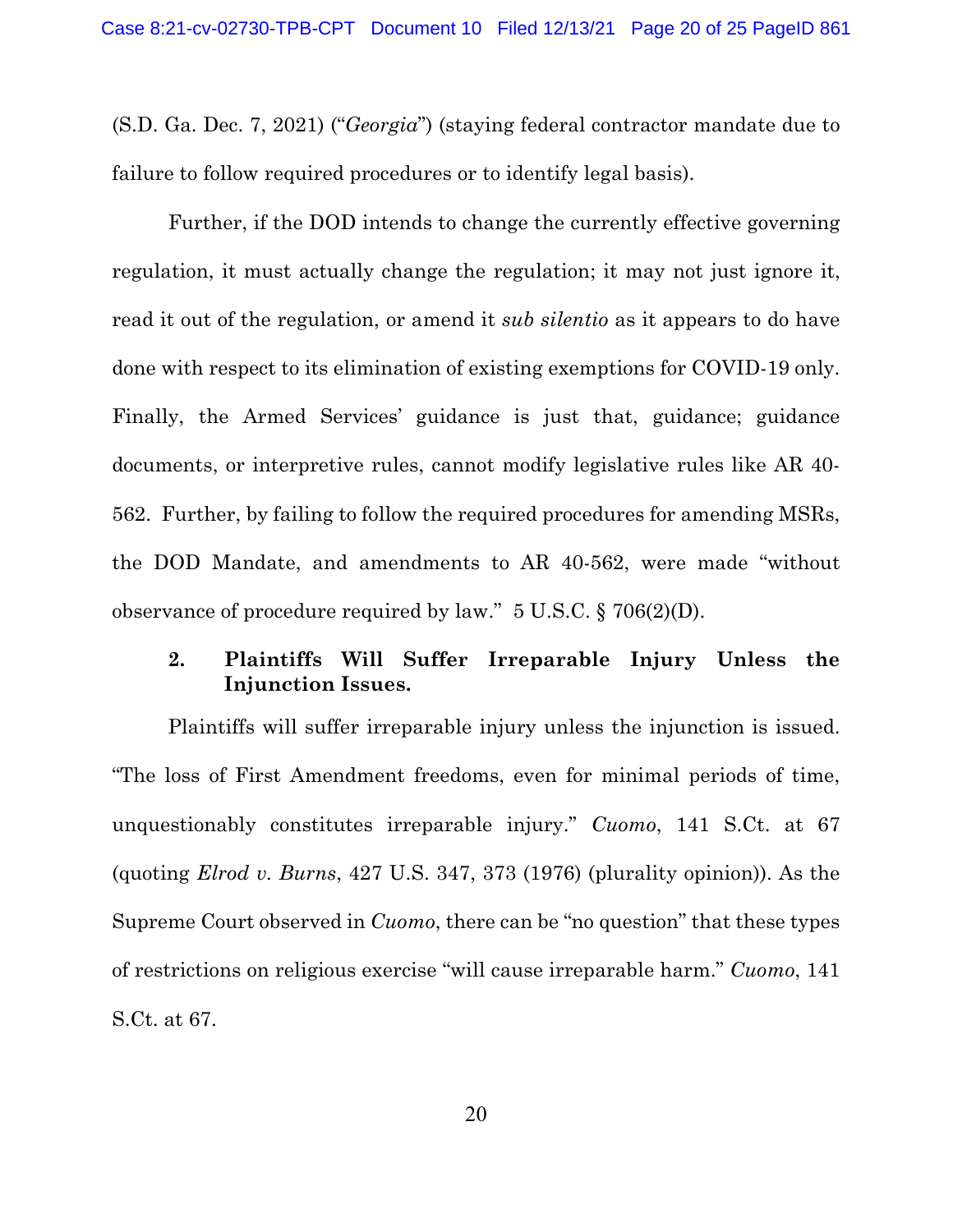(S.D. Ga. Dec. 7, 2021) ("*Georgia*") (staying federal contractor mandate due to failure to follow required procedures or to identify legal basis).

Further, if the DOD intends to change the currently effective governing regulation, it must actually change the regulation; it may not just ignore it, read it out of the regulation, or amend it *sub silentio* as it appears to do have done with respect to its elimination of existing exemptions for COVID-19 only. Finally, the Armed Services' guidance is just that, guidance; guidance documents, or interpretive rules, cannot modify legislative rules like AR 40-562. Further, by failing to follow the required procedures for amending MSRs, the DOD Mandate, and amendments to AR 40-562, were made "without observance of procedure required by law." 5 U.S.C. § 706(2)(D).

### 2. Plaintiffs Will Suffer Irreparable Injury Unless the Injunction Issues.

Plaintiffs will suffer irreparable injury unless the injunction is issued. "The loss of First Amendment freedoms, even for minimal periods of time, unquestionably constitutes irreparable injury." *Cuomo*, 141 S.Ct. at 67 (quoting *Elrod v. Burns*, 427 U.S. 347, 373 (1976) (plurality opinion)). As the Supreme Court observed in *Cuomo*, there can be "no question" that these types of restrictions on religious exercise "will cause irreparable harm." *Cuomo*, 141 S.Ct. at 67.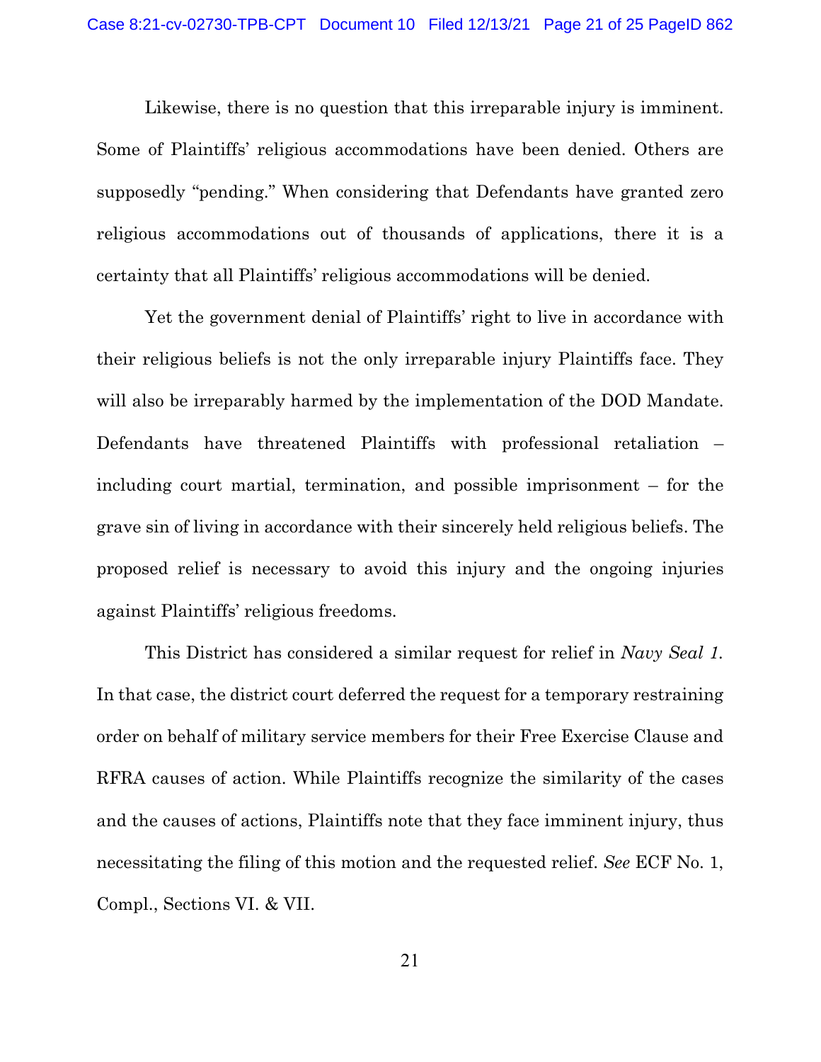Likewise, there is no question that this irreparable injury is imminent. Some of Plaintiffs' religious accommodations have been denied. Others are supposedly "pending." When considering that Defendants have granted zero religious accommodations out of thousands of applications, there it is a certainty that all Plaintiffs' religious accommodations will be denied.

Yet the government denial of Plaintiffs' right to live in accordance with their religious beliefs is not the only irreparable injury Plaintiffs face. They will also be irreparably harmed by the implementation of the DOD Mandate. Defendants have threatened Plaintiffs with professional retaliation – including court martial, termination, and possible imprisonment – for the grave sin of living in accordance with their sincerely held religious beliefs. The proposed relief is necessary to avoid this injury and the ongoing injuries against Plaintiffs' religious freedoms.

This District has considered a similar request for relief in *Navy Seal 1*. In that case, the district court deferred the request for a temporary restraining order on behalf of military service members for their Free Exercise Clause and RFRA causes of action. While Plaintiffs recognize the similarity of the cases and the causes of actions, Plaintiffs note that they face imminent injury, thus necessitating the filing of this motion and the requested relief. *See* ECF No. 1, Compl., Sections VI. & VII.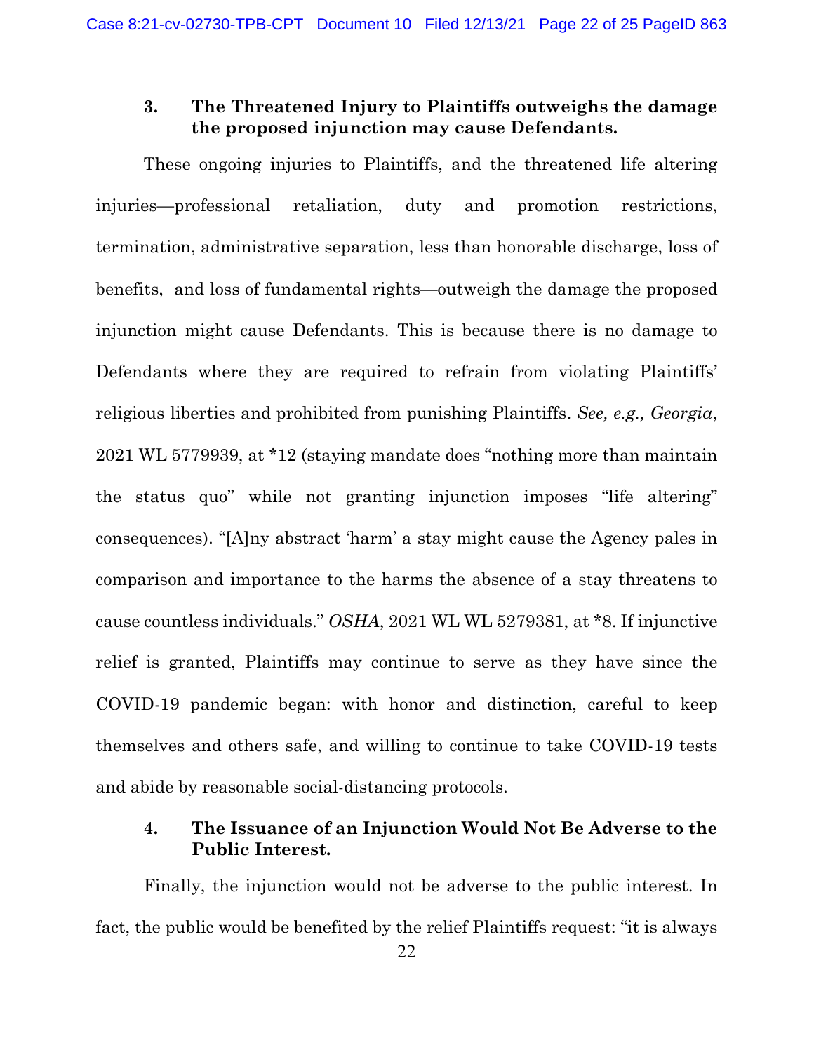### 3. The Threatened Injury to Plaintiffs outweighs the damage the proposed injunction may cause Defendants.

These ongoing injuries to Plaintiffs, and the threatened life altering injuries—professional retaliation, duty and promotion restrictions, termination, administrative separation, less than honorable discharge, loss of benefits, and loss of fundamental rights—outweigh the damage the proposed injunction might cause Defendants. This is because there is no damage to Defendants where they are required to refrain from violating Plaintiffs' religious liberties and prohibited from punishing Plaintiffs. *See, e.g., Georgia*, 2021 WL 5779939, at *12 (staying mandate does "nothing more than maintain the status quo" while not granting injunction imposes "life altering" consequences). "[A]ny abstract 'harm' a stay might cause the Agency pales in comparison and importance to the harms the absence of a stay threatens to cause countless individuals." *OSHA*, 2021 WL WL 5279381, at *8. If injunctive relief is granted, Plaintiffs may continue to serve as they have since the COVID-19 pandemic began: with honor and distinction, careful to keep themselves and others safe, and willing to continue to take COVID-19 tests and abide by reasonable social-distancing protocols.

### 4. The Issuance of an Injunction Would Not Be Adverse to the Public Interest.

Finally, the injunction would not be adverse to the public interest. In fact, the public would be benefited by the relief Plaintiffs request: "it is always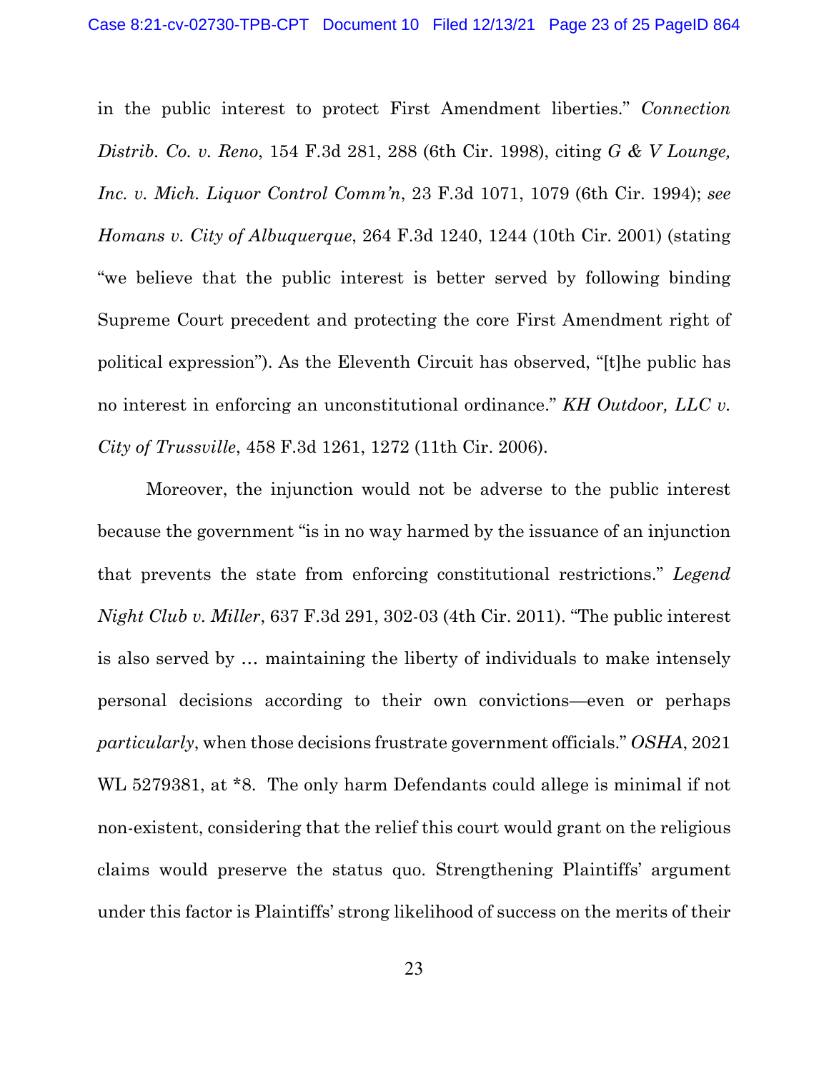in the public interest to protect First Amendment liberties." *Connection Distrib. Co. v. Reno*, 154 F.3d 281, 288 (6th Cir. 1998), citing *G & V Lounge, Inc. v. Mich. Liquor Control Comm'n*, 23 F.3d 1071, 1079 (6th Cir. 1994); *see Homans v. City of Albuquerque*, 264 F.3d 1240, 1244 (10th Cir. 2001) (stating "we believe that the public interest is better served by following binding Supreme Court precedent and protecting the core First Amendment right of political expression"). As the Eleventh Circuit has observed, "[t]he public has no interest in enforcing an unconstitutional ordinance." *KH Outdoor, LLC v. City of Trussville*, 458 F.3d 1261, 1272 (11th Cir. 2006).

Moreover, the injunction would not be adverse to the public interest because the government "is in no way harmed by the issuance of an injunction that prevents the state from enforcing constitutional restrictions." *Legend Night Club v. Miller*, 637 F.3d 291, 302-03 (4th Cir. 2011). "The public interest is also served by … maintaining the liberty of individuals to make intensely personal decisions according to their own convictions—even or perhaps *particularly*, when those decisions frustrate government officials." *OSHA*, 2021 WL 5279381, at *8. The only harm Defendants could allege is minimal if not non-existent, considering that the relief this court would grant on the religious claims would preserve the status quo. Strengthening Plaintiffs' argument under this factor is Plaintiffs' strong likelihood of success on the merits of their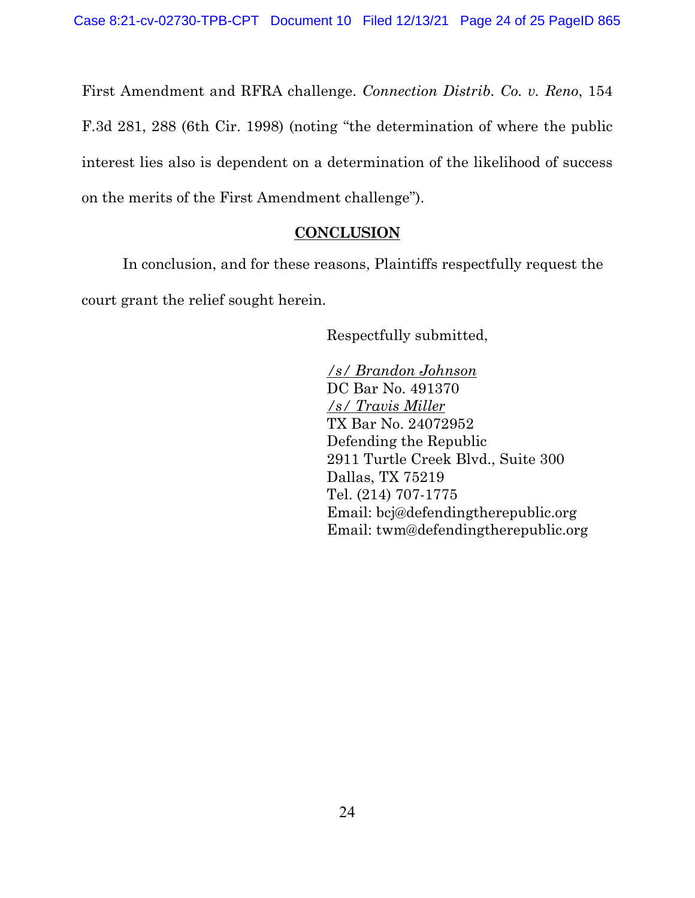First Amendment and RFRA challenge. *Connection Distrib. Co. v. Reno*, 154 F.3d 281, 288 (6th Cir. 1998) (noting "the determination of where the public interest lies also is dependent on a determination of the likelihood of success on the merits of the First Amendment challenge").

## CONCLUSION

In conclusion, and for these reasons, Plaintiffs respectfully request the court grant the relief sought herein.

Respectfully submitted,

*/s/ Brandon Johnson*
DC Bar No. 491370
*/s/ Travis Miller*
TX Bar No. 24072952
Defending the Republic
2911 Turtle Creek Blvd., Suite 300
Dallas, TX 75219
Tel. (214) 707-1775
Email: bcj@defendingtherepublic.org
Email: twm@defendingtherepublic.org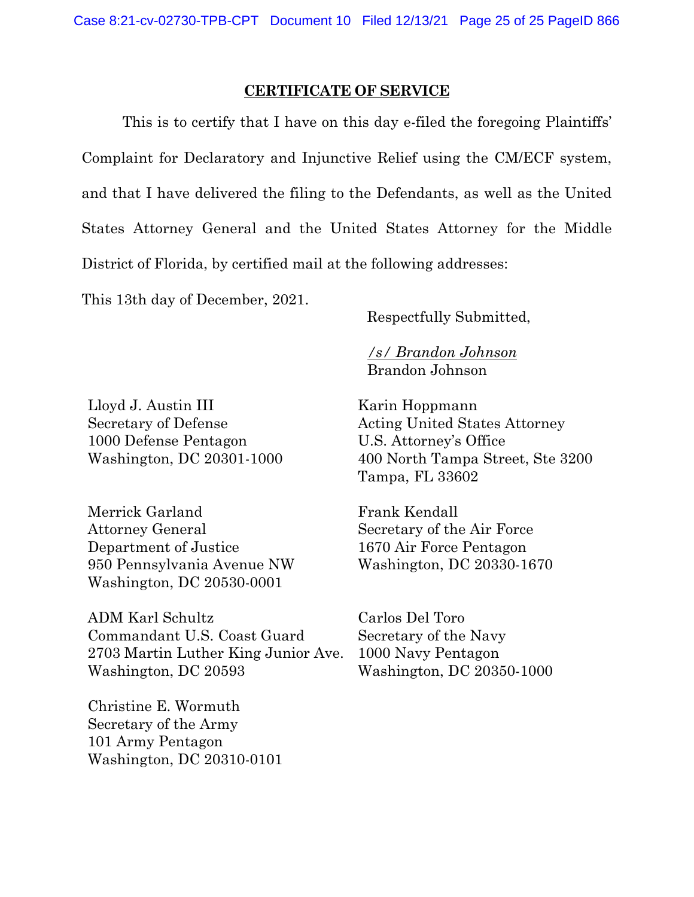## CERTIFICATE OF SERVICE

This is to certify that I have on this day e-filed the foregoing Plaintiffs' Complaint for Declaratory and Injunctive Relief using the CM/ECF system, and that I have delivered the filing to the Defendants, as well as the United States Attorney General and the United States Attorney for the Middle District of Florida, by certified mail at the following addresses:

This 13th day of December, 2021.

Respectfully Submitted,

*/s/ Brandon Johnson*
Brandon Johnson

Lloyd J. Austin III
Secretary of Defense
1000 Defense Pentagon
Washington, DC 20301-1000

Merrick Garland
Attorney General
Department of Justice
950 Pennsylvania Avenue NW
Washington, DC 20530-0001

ADM Karl Schultz
Commandant U.S. Coast Guard
2703 Martin Luther King Junior Ave.
Washington, DC 20593

Christine E. Wormuth
Secretary of the Army
101 Army Pentagon
Washington, DC 20310-0101

Karin Hoppmann
Acting United States Attorney
U.S. Attorney's Office
400 North Tampa Street, Ste 3200
Tampa, FL 33602

Frank Kendall
Secretary of the Air Force
1670 Air Force Pentagon
Washington, DC 20330-1670

Carlos Del Toro
Secretary of the Navy
1000 Navy Pentagon
Washington, DC 20350-1000